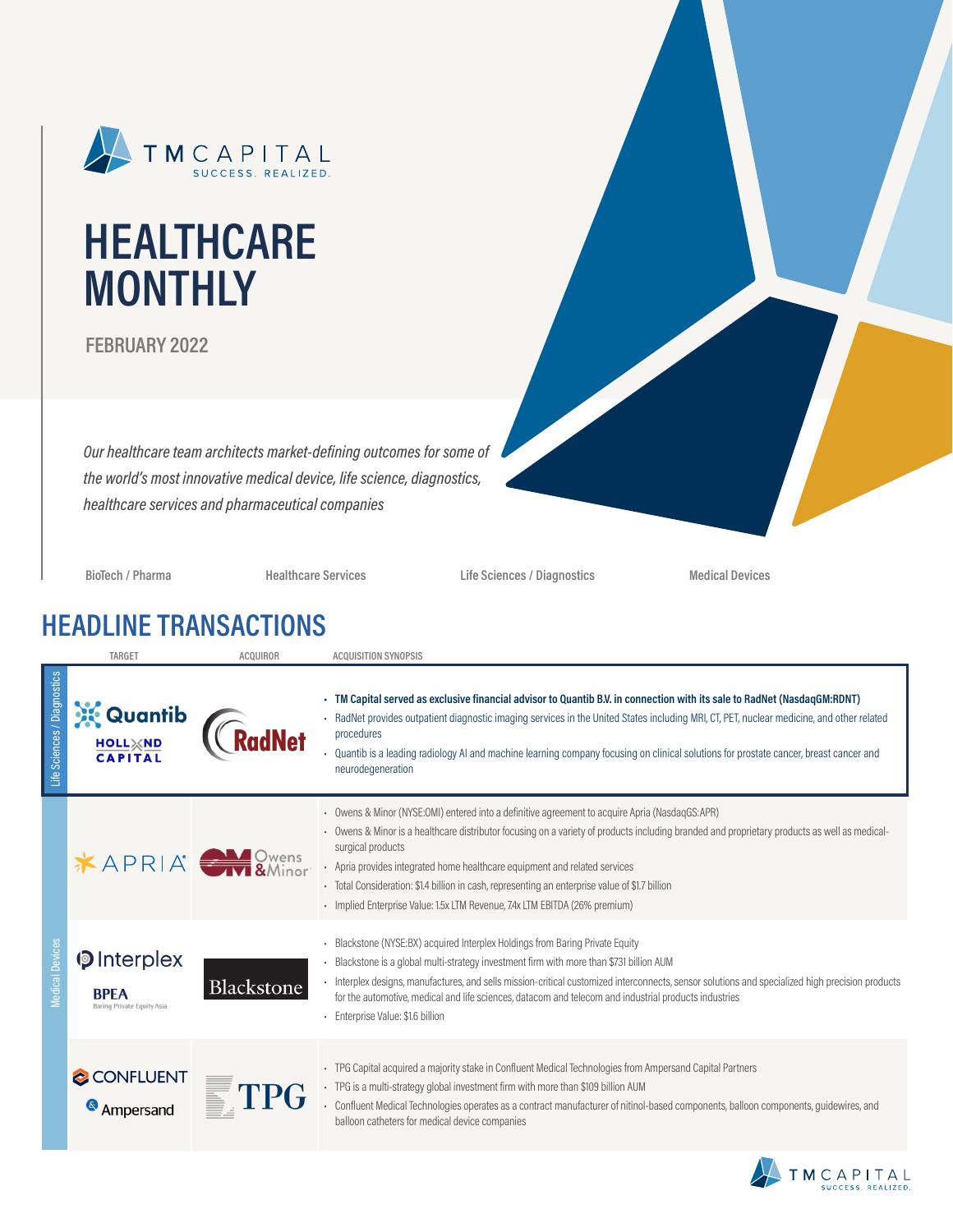TM CAPITAL
SUCCESS. REALIZED.

# HEALTHCARE MONTHLY

**FEBRUARY 2022**

*Our healthcare team architects market-defining outcomes for some of the world's most innovative medical device, life science, diagnostics, healthcare services and pharmaceutical companies*

BioTech / Pharma | Healthcare Services | Life Sciences / Diagnostics | Medical Devices

## HEADLINE TRANSACTIONS

| Sector | TARGET | ACQUIROR | ACQUISITION SYNOPSIS |
|---|---|---|---|
| Life Sciences / Diagnostics | Quantib<br>Holland Capital | RadNet | • **TM Capital served as exclusive financial advisor to Quantib B.V. in connection with its sale to RadNet (NasdaqGM:RDNT)**<br>• RadNet provides outpatient diagnostic imaging services in the United States including MRI, CT, PET, nuclear medicine, and other related procedures<br>• Quantib is a leading radiology AI and machine learning company focusing on clinical solutions for prostate cancer, breast cancer and neurodegeneration |
| Medical Devices | APRIA | Owens & Minor | • Owens & Minor (NYSE:OMI) entered into a definitive agreement to acquire Apria (NasdaqGS:APR)<br>• Owens & Minor is a healthcare distributor focusing on a variety of products including branded and proprietary products as well as medical-surgical products<br>• Apria provides integrated home healthcare equipment and related services<br>• Total Consideration: $1.4 billion in cash, representing an enterprise value of $1.7 billion<br>• Implied Enterprise Value: 1.5x LTM Revenue, 7.4x LTM EBITDA (26% premium) |
| Medical Devices | Interplex<br>BPEA Baring Private Equity Asia | Blackstone | • Blackstone (NYSE:BX) acquired Interplex Holdings from Baring Private Equity<br>• Blackstone is a global multi-strategy investment firm with more than $731 billion AUM<br>• Interplex designs, manufactures, and sells mission-critical customized interconnects, sensor solutions and specialized high precision products for the automotive, medical and life sciences, datacom and telecom and industrial products industries<br>• Enterprise Value: $1.6 billion |
| Medical Devices | CONFLUENT<br>Ampersand | TPG | • TPG Capital acquired a majority stake in Confluent Medical Technologies from Ampersand Capital Partners<br>• TPG is a multi-strategy global investment firm with more than $109 billion AUM<br>• Confluent Medical Technologies operates as a contract manufacturer of nitinol-based components, balloon components, guidewires, and balloon catheters for medical device companies |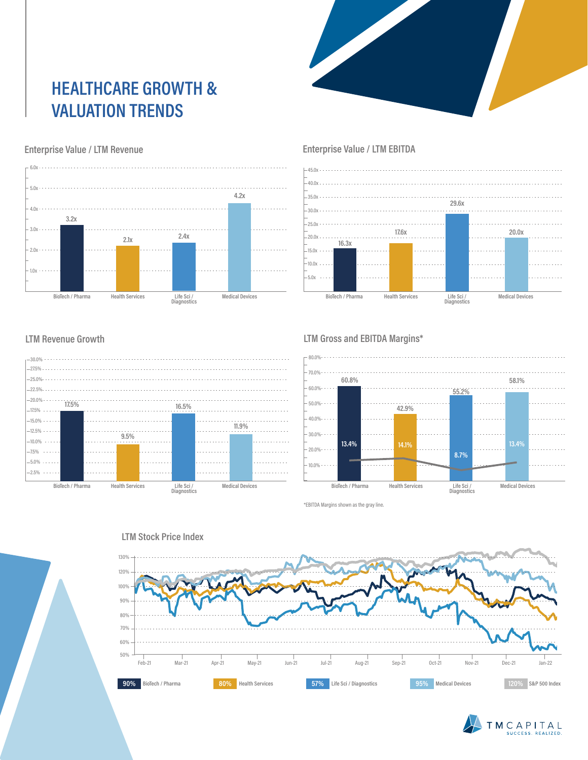# HEALTHCARE GROWTH & VALUATION TRENDS

## Enterprise Value / LTM Revenue

| Sector | EV / LTM Revenue |
|---|---|
| BioTech / Pharma | 3.2x |
| Health Services | 2.1x |
| Life Sci / Diagnostics | 2.4x |
| Medical Devices | 4.2x |

## Enterprise Value / LTM EBITDA

| Sector | EV / LTM EBITDA |
|---|---|
| BioTech / Pharma | 16.3x |
| Health Services | 17.6x |
| Life Sci / Diagnostics | 29.6x |
| Medical Devices | 20.0x |

## LTM Revenue Growth

| Sector | LTM Revenue Growth |
|---|---|
| BioTech / Pharma | 17.5% |
| Health Services | 9.5% |
| Life Sci / Diagnostics | 16.5% |
| Medical Devices | 11.9% |

## LTM Gross and EBITDA Margins*

| Sector | Gross Margin | EBITDA Margin |
|---|---|---|
| BioTech / Pharma | 60.8% | 13.4% |
| Health Services | 42.9% | 14.1% |
| Life Sci / Diagnostics | 55.2% | 8.7% |
| Medical Devices | 58.1% | 13.4% |

*EBITDA Margins shown as the gray line.

## LTM Stock Price Index

| Index | LTM Stock Price Index |
|---|---|
| BioTech / Pharma | 90% |
| Health Services | 80% |
| Life Sci / Diagnostics | 57% |
| Medical Devices | 95% |
| S&P 500 Index | 120% |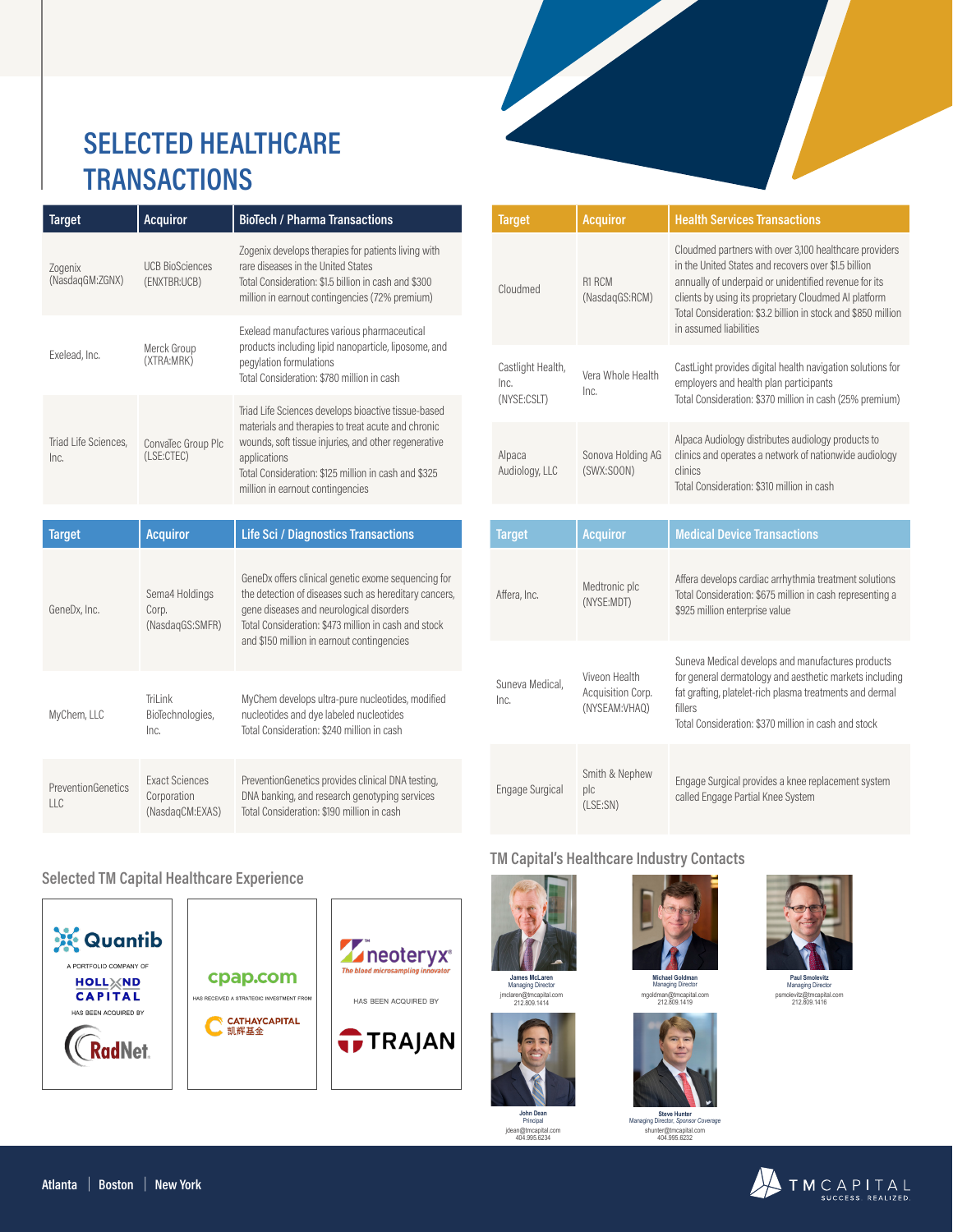# SELECTED HEALTHCARE TRANSACTIONS

| Target | Acquiror | BioTech / Pharma Transactions |
|---|---|---|
| Zogenix (NasdaqGM:ZGNX) | UCB BioSciences (ENXTBR:UCB) | Zogenix develops therapies for patients living with rare diseases in the United States<br>Total Consideration: $1.5 billion in cash and $300 million in earnout contingencies (72% premium) |
| Exelead, Inc. | Merck Group (XTRA:MRK) | Exelead manufactures various pharmaceutical products including lipid nanoparticle, liposome, and pegylation formulations<br>Total Consideration: $780 million in cash |
| Triad Life Sciences, Inc. | ConvaTec Group Plc (LSE:CTEC) | Triad Life Sciences develops bioactive tissue-based materials and therapies to treat acute and chronic wounds, soft tissue injuries, and other regenerative applications<br>Total Consideration: $125 million in cash and $325 million in earnout contingencies |

| Target | Acquiror | Life Sci / Diagnostics Transactions |
|---|---|---|
| GeneDx, Inc. | Sema4 Holdings Corp. (NasdaqGS:SMFR) | GeneDx offers clinical genetic exome sequencing for the detection of diseases such as hereditary cancers, gene diseases and neurological disorders<br>Total Consideration: $473 million in cash and stock and $150 million in earnout contingencies |
| MyChem, LLC | TriLink BioTechnologies, Inc. | MyChem develops ultra-pure nucleotides, modified nucleotides and dye labeled nucleotides<br>Total Consideration: $240 million in cash |
| PreventionGenetics LLC | Exact Sciences Corporation (NasdaqCM:EXAS) | PreventionGenetics provides clinical DNA testing, DNA banking, and research genotyping services<br>Total Consideration: $190 million in cash |

| Target | Acquiror | Health Services Transactions |
|---|---|---|
| Cloudmed | R1 RCM (NasdaqGS:RCM) | Cloudmed partners with over 3,100 healthcare providers in the United States and recovers over $1.5 billion annually of underpaid or unidentified revenue for its clients by using its proprietary Cloudmed AI platform<br>Total Consideration: $3.2 billion in stock and $850 million in assumed liabilities |
| Castlight Health, Inc. (NYSE:CSLT) | Vera Whole Health Inc. | CastLight provides digital health navigation solutions for employers and health plan participants<br>Total Consideration: $370 million in cash (25% premium) |
| Alpaca Audiology, LLC | Sonova Holding AG (SWX:SOON) | Alpaca Audiology distributes audiology products to clinics and operates a network of nationwide audiology clinics<br>Total Consideration: $310 million in cash |

| Target | Acquiror | Medical Device Transactions |
|---|---|---|
| Affera, Inc. | Medtronic plc (NYSE:MDT) | Affera develops cardiac arrhythmia treatment solutions<br>Total Consideration: $675 million in cash representing a $925 million enterprise value |
| Suneva Medical, Inc. | Viveon Health Acquisition Corp. (NYSEAM:VHAQ) | Suneva Medical develops and manufactures products for general dermatology and aesthetic markets including fat grafting, platelet-rich plasma treatments and dermal fillers<br>Total Consideration: $370 million in cash and stock |
| Engage Surgical | Smith & Nephew plc (LSE:SN) | Engage Surgical provides a knee replacement system called Engage Partial Knee System |

## Selected TM Capital Healthcare Experience

Quantib
A PORTFOLIO COMPANY OF
HOLLAND CAPITAL
HAS BEEN ACQUIRED BY
RadNet

cpap.com
HAS RECEIVED A STRATEGIC INVESTMENT FROM
CATHAYCAPITAL 凯辉基金

neoteryx
The blood microsampling innovator
HAS BEEN ACQUIRED BY
TRAJAN

## TM Capital's Healthcare Industry Contacts

**James McLaren**
Managing Director
jmclaren@tmcapital.com
212.809.1414

**Michael Goldman**
Managing Director
mgoldman@tmcapital.com
212.809.1419

**Paul Smolevitz**
Managing Director
psmolevitz@tmcapital.com
212.809.1416

**John Dean**
Principal
jdean@tmcapital.com
404.995.6234

**Steve Hunter**
Managing Director, *Sponsor Coverage*
shunter@tmcapital.com
404.995.6232

Atlanta | Boston | New York

TM CAPITAL
SUCCESS. REALIZED.